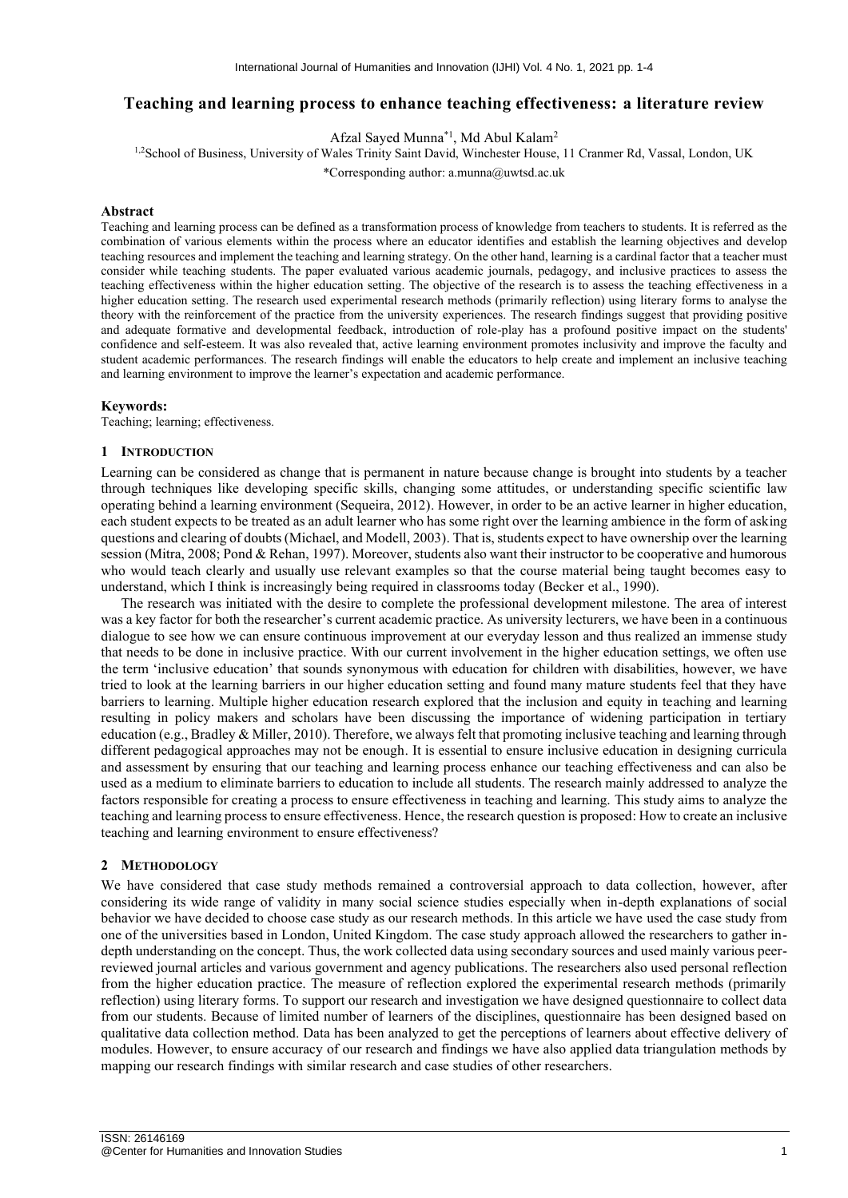# Teaching and learning process to enhance teaching effectiveness: a literature review

Afzal Sayed Munna*[1], Md Abul Kalam[2]

[1,2]School of Business, University of Wales Trinity Saint David, Winchester House, 11 Cranmer Rd, Vassal, London, UK

*Corresponding author: a.munna@uwtsd.ac.uk

## Abstract

Teaching and learning process can be defined as a transformation process of knowledge from teachers to students. It is referred as the combination of various elements within the process where an educator identifies and establish the learning objectives and develop teaching resources and implement the teaching and learning strategy. On the other hand, learning is a cardinal factor that a teacher must consider while teaching students. The paper evaluated various academic journals, pedagogy, and inclusive practices to assess the teaching effectiveness within the higher education setting. The objective of the research is to assess the teaching effectiveness in a higher education setting. The research used experimental research methods (primarily reflection) using literary forms to analyse the theory with the reinforcement of the practice from the university experiences. The research findings suggest that providing positive and adequate formative and developmental feedback, introduction of role-play has a profound positive impact on the students' confidence and self-esteem. It was also revealed that, active learning environment promotes inclusivity and improve the faculty and student academic performances. The research findings will enable the educators to help create and implement an inclusive teaching and learning environment to improve the learner's expectation and academic performance.

## Keywords:

Teaching; learning; effectiveness.

## 1 INTRODUCTION

Learning can be considered as change that is permanent in nature because change is brought into students by a teacher through techniques like developing specific skills, changing some attitudes, or understanding specific scientific law operating behind a learning environment (Sequeira, 2012). However, in order to be an active learner in higher education, each student expects to be treated as an adult learner who has some right over the learning ambience in the form of asking questions and clearing of doubts (Michael, and Modell, 2003). That is, students expect to have ownership over the learning session (Mitra, 2008; Pond & Rehan, 1997). Moreover, students also want their instructor to be cooperative and humorous who would teach clearly and usually use relevant examples so that the course material being taught becomes easy to understand, which I think is increasingly being required in classrooms today (Becker et al., 1990).

The research was initiated with the desire to complete the professional development milestone. The area of interest was a key factor for both the researcher's current academic practice. As university lecturers, we have been in a continuous dialogue to see how we can ensure continuous improvement at our everyday lesson and thus realized an immense study that needs to be done in inclusive practice. With our current involvement in the higher education settings, we often use the term 'inclusive education' that sounds synonymous with education for children with disabilities, however, we have tried to look at the learning barriers in our higher education setting and found many mature students feel that they have barriers to learning. Multiple higher education research explored that the inclusion and equity in teaching and learning resulting in policy makers and scholars have been discussing the importance of widening participation in tertiary education (e.g., Bradley & Miller, 2010). Therefore, we always felt that promoting inclusive teaching and learning through different pedagogical approaches may not be enough. It is essential to ensure inclusive education in designing curricula and assessment by ensuring that our teaching and learning process enhance our teaching effectiveness and can also be used as a medium to eliminate barriers to education to include all students. The research mainly addressed to analyze the factors responsible for creating a process to ensure effectiveness in teaching and learning. This study aims to analyze the teaching and learning process to ensure effectiveness. Hence, the research question is proposed: How to create an inclusive teaching and learning environment to ensure effectiveness?

## 2 METHODOLOGY

We have considered that case study methods remained a controversial approach to data collection, however, after considering its wide range of validity in many social science studies especially when in-depth explanations of social behavior we have decided to choose case study as our research methods. In this article we have used the case study from one of the universities based in London, United Kingdom. The case study approach allowed the researchers to gather in-depth understanding on the concept. Thus, the work collected data using secondary sources and used mainly various peer-reviewed journal articles and various government and agency publications. The researchers also used personal reflection from the higher education practice. The measure of reflection explored the experimental research methods (primarily reflection) using literary forms. To support our research and investigation we have designed questionnaire to collect data from our students. Because of limited number of learners of the disciplines, questionnaire has been designed based on qualitative data collection method. Data has been analyzed to get the perceptions of learners about effective delivery of modules. However, to ensure accuracy of our research and findings we have also applied data triangulation methods by mapping our research findings with similar research and case studies of other researchers.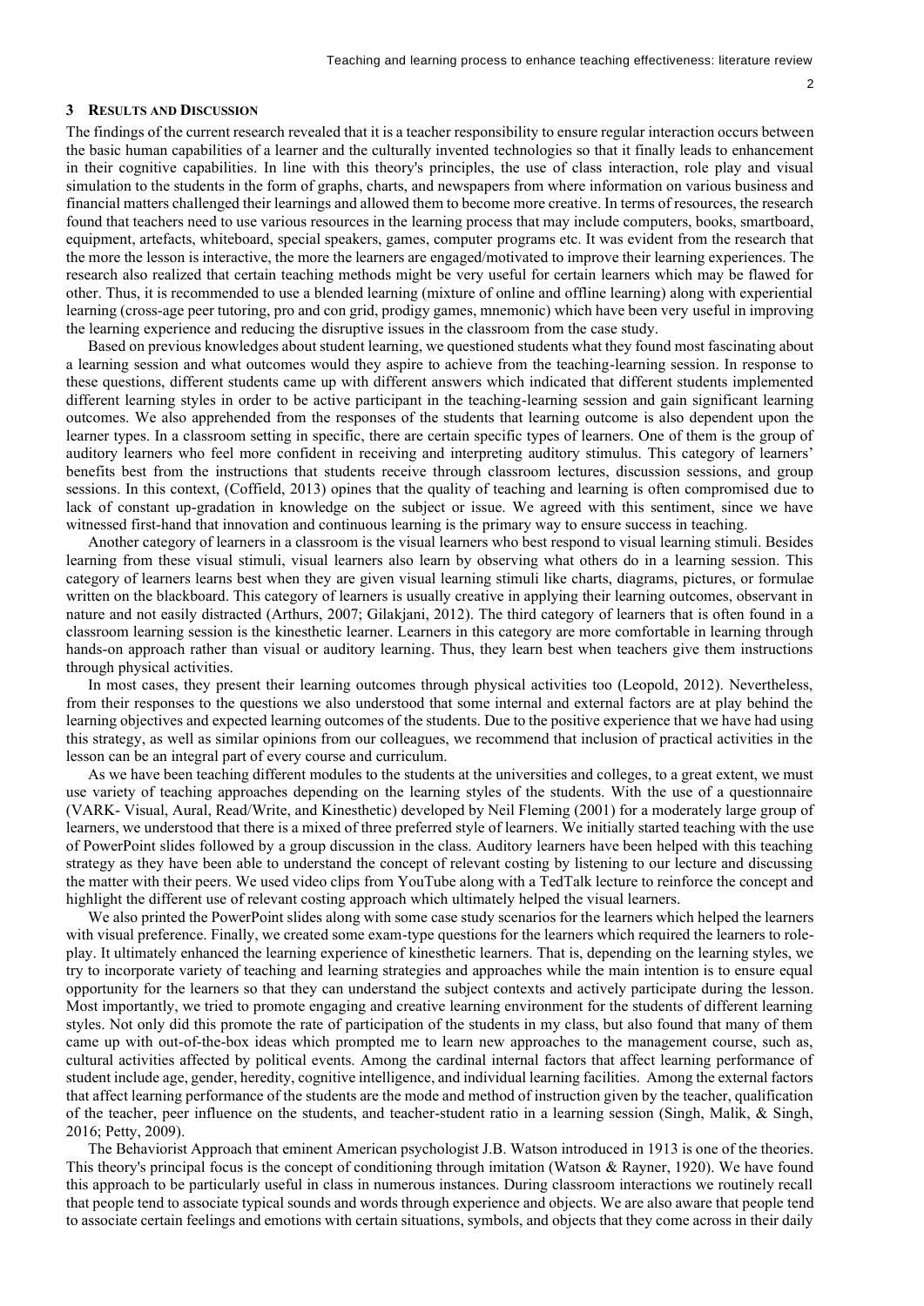## 3 RESULTS AND DISCUSSION

The findings of the current research revealed that it is a teacher responsibility to ensure regular interaction occurs between the basic human capabilities of a learner and the culturally invented technologies so that it finally leads to enhancement in their cognitive capabilities. In line with this theory's principles, the use of class interaction, role play and visual simulation to the students in the form of graphs, charts, and newspapers from where information on various business and financial matters challenged their learnings and allowed them to become more creative. In terms of resources, the research found that teachers need to use various resources in the learning process that may include computers, books, smartboard, equipment, artefacts, whiteboard, special speakers, games, computer programs etc. It was evident from the research that the more the lesson is interactive, the more the learners are engaged/motivated to improve their learning experiences. The research also realized that certain teaching methods might be very useful for certain learners which may be flawed for other. Thus, it is recommended to use a blended learning (mixture of online and offline learning) along with experiential learning (cross-age peer tutoring, pro and con grid, prodigy games, mnemonic) which have been very useful in improving the learning experience and reducing the disruptive issues in the classroom from the case study.

Based on previous knowledges about student learning, we questioned students what they found most fascinating about a learning session and what outcomes would they aspire to achieve from the teaching-learning session. In response to these questions, different students came up with different answers which indicated that different students implemented different learning styles in order to be active participant in the teaching-learning session and gain significant learning outcomes. We also apprehended from the responses of the students that learning outcome is also dependent upon the learner types. In a classroom setting in specific, there are certain specific types of learners. One of them is the group of auditory learners who feel more confident in receiving and interpreting auditory stimulus. This category of learners' benefits best from the instructions that students receive through classroom lectures, discussion sessions, and group sessions. In this context, (Coffield, 2013) opines that the quality of teaching and learning is often compromised due to lack of constant up-gradation in knowledge on the subject or issue. We agreed with this sentiment, since we have witnessed first-hand that innovation and continuous learning is the primary way to ensure success in teaching.

Another category of learners in a classroom is the visual learners who best respond to visual learning stimuli. Besides learning from these visual stimuli, visual learners also learn by observing what others do in a learning session. This category of learners learns best when they are given visual learning stimuli like charts, diagrams, pictures, or formulae written on the blackboard. This category of learners is usually creative in applying their learning outcomes, observant in nature and not easily distracted (Arthurs, 2007; Gilakjani, 2012). The third category of learners that is often found in a classroom learning session is the kinesthetic learner. Learners in this category are more comfortable in learning through hands-on approach rather than visual or auditory learning. Thus, they learn best when teachers give them instructions through physical activities.

In most cases, they present their learning outcomes through physical activities too (Leopold, 2012). Nevertheless, from their responses to the questions we also understood that some internal and external factors are at play behind the learning objectives and expected learning outcomes of the students. Due to the positive experience that we have had using this strategy, as well as similar opinions from our colleagues, we recommend that inclusion of practical activities in the lesson can be an integral part of every course and curriculum.

As we have been teaching different modules to the students at the universities and colleges, to a great extent, we must use variety of teaching approaches depending on the learning styles of the students. With the use of a questionnaire (VARK- Visual, Aural, Read/Write, and Kinesthetic) developed by Neil Fleming (2001) for a moderately large group of learners, we understood that there is a mixed of three preferred style of learners. We initially started teaching with the use of PowerPoint slides followed by a group discussion in the class. Auditory learners have been helped with this teaching strategy as they have been able to understand the concept of relevant costing by listening to our lecture and discussing the matter with their peers. We used video clips from YouTube along with a TedTalk lecture to reinforce the concept and highlight the different use of relevant costing approach which ultimately helped the visual learners.

We also printed the PowerPoint slides along with some case study scenarios for the learners which helped the learners with visual preference. Finally, we created some exam-type questions for the learners which required the learners to role-play. It ultimately enhanced the learning experience of kinesthetic learners. That is, depending on the learning styles, we try to incorporate variety of teaching and learning strategies and approaches while the main intention is to ensure equal opportunity for the learners so that they can understand the subject contexts and actively participate during the lesson. Most importantly, we tried to promote engaging and creative learning environment for the students of different learning styles. Not only did this promote the rate of participation of the students in my class, but also found that many of them came up with out-of-the-box ideas which prompted me to learn new approaches to the management course, such as, cultural activities affected by political events. Among the cardinal internal factors that affect learning performance of student include age, gender, heredity, cognitive intelligence, and individual learning facilities. Among the external factors that affect learning performance of the students are the mode and method of instruction given by the teacher, qualification of the teacher, peer influence on the students, and teacher-student ratio in a learning session (Singh, Malik, & Singh, 2016; Petty, 2009).

The Behaviorist Approach that eminent American psychologist J.B. Watson introduced in 1913 is one of the theories. This theory's principal focus is the concept of conditioning through imitation (Watson & Rayner, 1920). We have found this approach to be particularly useful in class in numerous instances. During classroom interactions we routinely recall that people tend to associate typical sounds and words through experience and objects. We are also aware that people tend to associate certain feelings and emotions with certain situations, symbols, and objects that they come across in their daily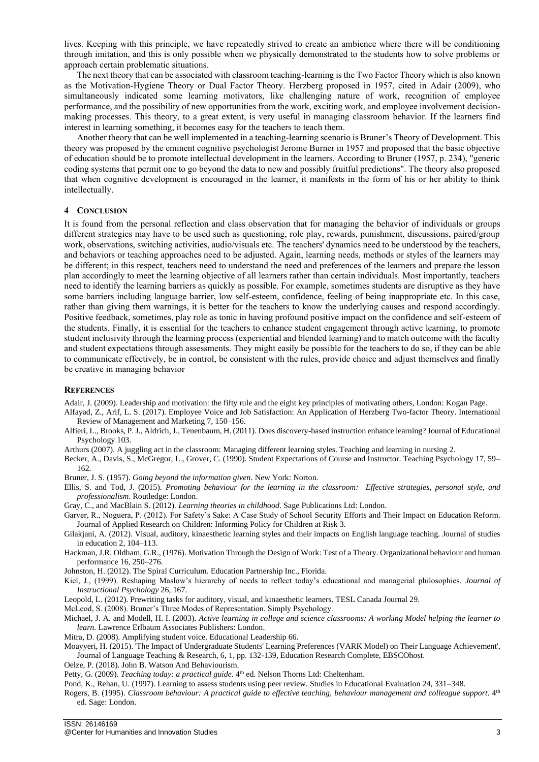lives. Keeping with this principle, we have repeatedly strived to create an ambience where there will be conditioning through imitation, and this is only possible when we physically demonstrated to the students how to solve problems or approach certain problematic situations.

The next theory that can be associated with classroom teaching-learning is the Two Factor Theory which is also known as the Motivation-Hygiene Theory or Dual Factor Theory. Herzberg proposed in 1957, cited in Adair (2009), who simultaneously indicated some learning motivators, like challenging nature of work, recognition of employee performance, and the possibility of new opportunities from the work, exciting work, and employee involvement decision-making processes. This theory, to a great extent, is very useful in managing classroom behavior. If the learners find interest in learning something, it becomes easy for the teachers to teach them.

Another theory that can be well implemented in a teaching-learning scenario is Bruner's Theory of Development. This theory was proposed by the eminent cognitive psychologist Jerome Burner in 1957 and proposed that the basic objective of education should be to promote intellectual development in the learners. According to Bruner (1957, p. 234), "generic coding systems that permit one to go beyond the data to new and possibly fruitful predictions". The theory also proposed that when cognitive development is encouraged in the learner, it manifests in the form of his or her ability to think intellectually.

## 4 CONCLUSION

It is found from the personal reflection and class observation that for managing the behavior of individuals or groups different strategies may have to be used such as questioning, role play, rewards, punishment, discussions, paired/group work, observations, switching activities, audio/visuals etc. The teachers' dynamics need to be understood by the teachers, and behaviors or teaching approaches need to be adjusted. Again, learning needs, methods or styles of the learners may be different; in this respect, teachers need to understand the need and preferences of the learners and prepare the lesson plan accordingly to meet the learning objective of all learners rather than certain individuals. Most importantly, teachers need to identify the learning barriers as quickly as possible. For example, sometimes students are disruptive as they have some barriers including language barrier, low self-esteem, confidence, feeling of being inappropriate etc. In this case, rather than giving them warnings, it is better for the teachers to know the underlying causes and respond accordingly. Positive feedback, sometimes, play role as tonic in having profound positive impact on the confidence and self-esteem of the students. Finally, it is essential for the teachers to enhance student engagement through active learning, to promote student inclusivity through the learning process (experiential and blended learning) and to match outcome with the faculty and student expectations through assessments. They might easily be possible for the teachers to do so, if they can be able to communicate effectively, be in control, be consistent with the rules, provide choice and adjust themselves and finally be creative in managing behavior

## REFERENCES

Adair, J. (2009). Leadership and motivation: the fifty rule and the eight key principles of motivating others, London: Kogan Page.

Alfayad, Z., Arif, L. S. (2017). Employee Voice and Job Satisfaction: An Application of Herzberg Two-factor Theory. International Review of Management and Marketing 7, 150–156.

Alfieri, L., Brooks, P. J., Aldrich, J., Tenenbaum, H. (2011). Does discovery-based instruction enhance learning? Journal of Educational Psychology 103.

Arthurs (2007). A juggling act in the classroom: Managing different learning styles. Teaching and learning in nursing 2.

Becker, A., Davis, S., McGregor, L., Grover, C. (1990). Student Expectations of Course and Instructor. Teaching Psychology 17, 59–162.

Bruner, J. S. (1957). *Going beyond the information given*. New York: Norton.

Ellis, S. and Tod, J. (2015). *Promoting behaviour for the learning in the classroom: Effective strategies, personal style, and professionalism*. Routledge: London.

Gray, C., and MacBlain S. (2012). *Learning theories in childhood.* Sage Publications Ltd: London.

Garver, R., Noguera, P. (2012). For Safety's Sake: A Case Study of School Security Efforts and Their Impact on Education Reform. Journal of Applied Research on Children: Informing Policy for Children at Risk 3.

Gilakjani, A. (2012). Visual, auditory, kinaesthetic learning styles and their impacts on English language teaching. Journal of studies in education 2, 104–113.

Hackman, J.R. Oldham, G.R., (1976). Motivation Through the Design of Work: Test of a Theory. Organizational behaviour and human performance 16, 250–276.

Johnston, H. (2012). The Spiral Curriculum. Education Partnership Inc., Florida.

Kiel, J., (1999). Reshaping Maslow's hierarchy of needs to reflect today's educational and managerial philosophies. *Journal of Instructional Psychology* 26, 167.

Leopold, L. (2012). Prewriting tasks for auditory, visual, and kinaesthetic learners. TESL Canada Journal 29.

McLeod, S. (2008). Bruner's Three Modes of Representation. Simply Psychology.

Michael, J. A. and Modell, H. I. (2003). *Active learning in college and science classrooms: A working Model helping the learner to learn.* Lawrence Erlbaum Associates Publishers: London.

Mitra, D. (2008). Amplifying student voice. Educational Leadership 66.

Moayyeri, H. (2015). 'The Impact of Undergraduate Students' Learning Preferences (VARK Model) on Their Language Achievement', Journal of Language Teaching & Research, 6, 1, pp. 132-139, Education Research Complete, EBSCOhost.

Oelze, P. (2018). John B. Watson And Behaviourism.

Petty, G. (2009). *Teaching today: a practical guide.* 4th ed. Nelson Thorns Ltd: Cheltenham.

Pond, K., Rehan, U. (1997). Learning to assess students using peer review. Studies in Educational Evaluation 24, 331–348.

Rogers, B. (1995). *Classroom behaviour: A practical guide to effective teaching, behaviour management and colleague support*. 4th ed. Sage: London.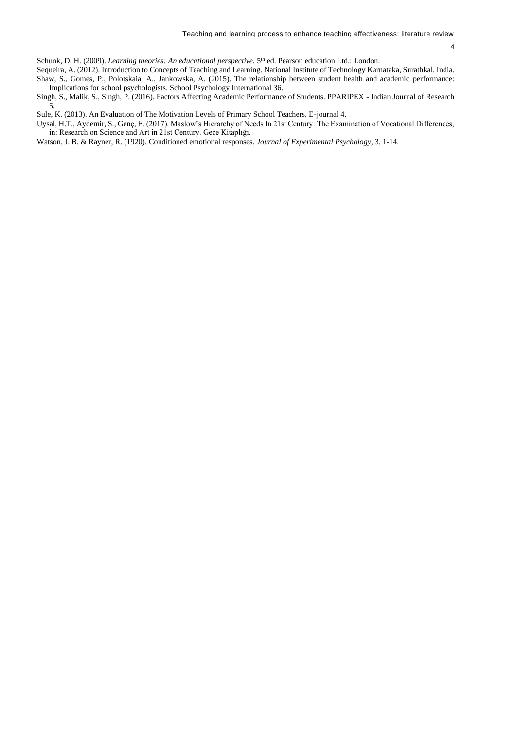Schunk, D. H. (2009). *Learning theories: An educational perspective.* 5th ed. Pearson education Ltd.: London.

Sequeira, A. (2012). Introduction to Concepts of Teaching and Learning. National Institute of Technology Karnataka, Surathkal, India.

Shaw, S., Gomes, P., Polotskaia, A., Jankowska, A. (2015). The relationship between student health and academic performance: Implications for school psychologists. School Psychology International 36.

Singh, S., Malik, S., Singh, P. (2016). Factors Affecting Academic Performance of Students. PPARIPEX - Indian Journal of Research 5.

Sule, K. (2013). An Evaluation of The Motivation Levels of Primary School Teachers. E-journal 4.

Uysal, H.T., Aydemir, S., Genç, E. (2017). Maslow's Hierarchy of Needs In 21st Century: The Examination of Vocational Differences, in: Research on Science and Art in 21st Century. Gece Kitaplığı.

Watson, J. B. & Rayner, R. (1920). Conditioned emotional responses. *Journal of Experimental Psychology,* 3, 1-14.